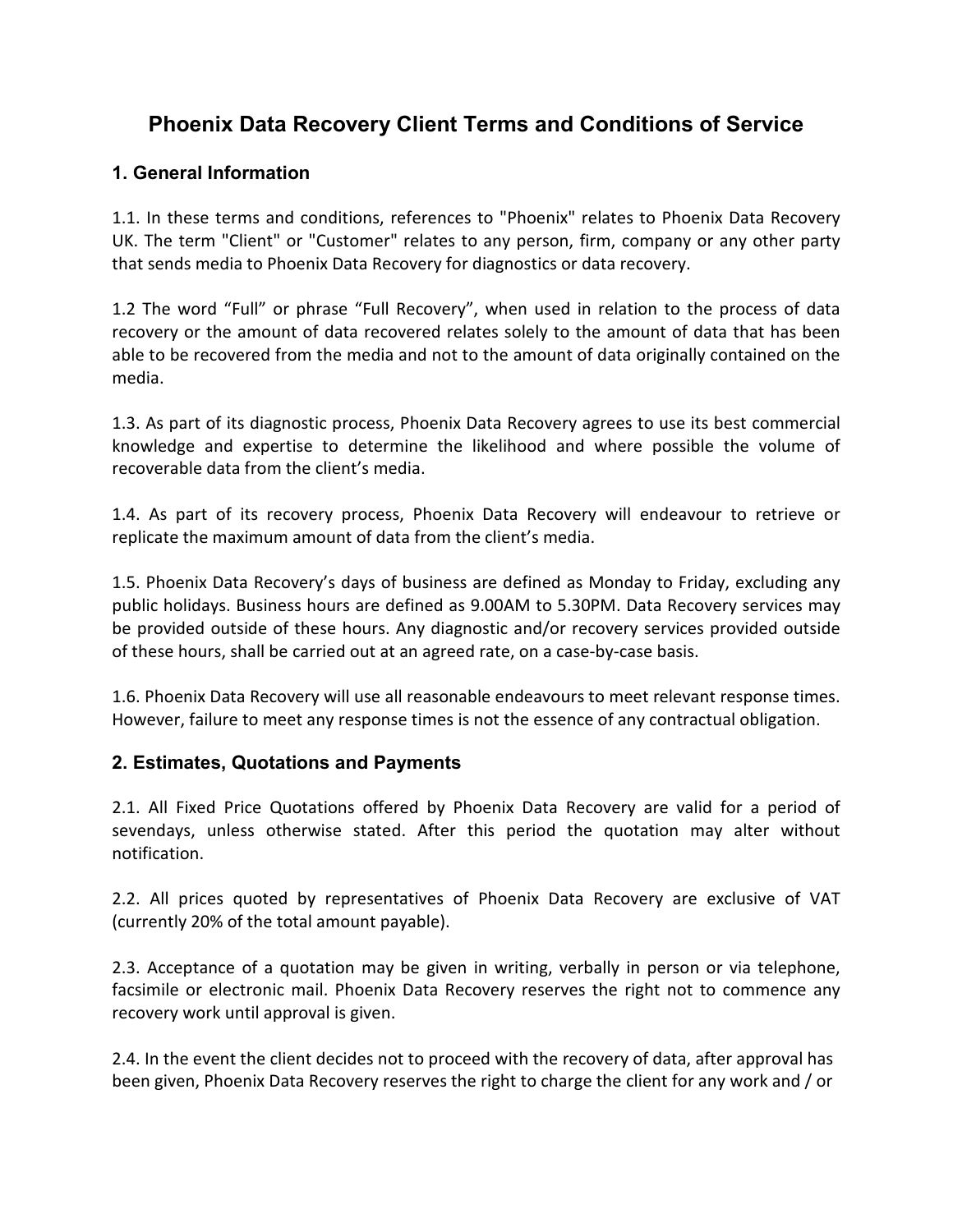# Phoenix Data Recovery Client Terms and Conditions of Service

## 1. General Information

1.1. In these terms and conditions, references to "Phoenix" relates to Phoenix Data Recovery UK. The term "Client" or "Customer" relates to any person, firm, company or any other party that sends media to Phoenix Data Recovery for diagnostics or data recovery.

1.2 The word "Full" or phrase "Full Recovery", when used in relation to the process of data recovery or the amount of data recovered relates solely to the amount of data that has been able to be recovered from the media and not to the amount of data originally contained on the media.

1.3. As part of its diagnostic process, Phoenix Data Recovery agrees to use its best commercial knowledge and expertise to determine the likelihood and where possible the volume of recoverable data from the client's media.

1.4. As part of its recovery process, Phoenix Data Recovery will endeavour to retrieve or replicate the maximum amount of data from the client's media.

1.5. Phoenix Data Recovery's days of business are defined as Monday to Friday, excluding any public holidays. Business hours are defined as 9.00AM to 5.30PM. Data Recovery services may be provided outside of these hours. Any diagnostic and/or recovery services provided outside of these hours, shall be carried out at an agreed rate, on a case-by-case basis.

1.6. Phoenix Data Recovery will use all reasonable endeavours to meet relevant response times. However, failure to meet any response times is not the essence of any contractual obligation.

## 2. Estimates, Quotations and Payments

2.1. All Fixed Price Quotations offered by Phoenix Data Recovery are valid for a period of sevendays, unless otherwise stated. After this period the quotation may alter without notification.

2.2. All prices quoted by representatives of Phoenix Data Recovery are exclusive of VAT (currently 20% of the total amount payable).

2.3. Acceptance of a quotation may be given in writing, verbally in person or via telephone, facsimile or electronic mail. Phoenix Data Recovery reserves the right not to commence any recovery work until approval is given.

2.4. In the event the client decides not to proceed with the recovery of data, after approval has been given, Phoenix Data Recovery reserves the right to charge the client for any work and / or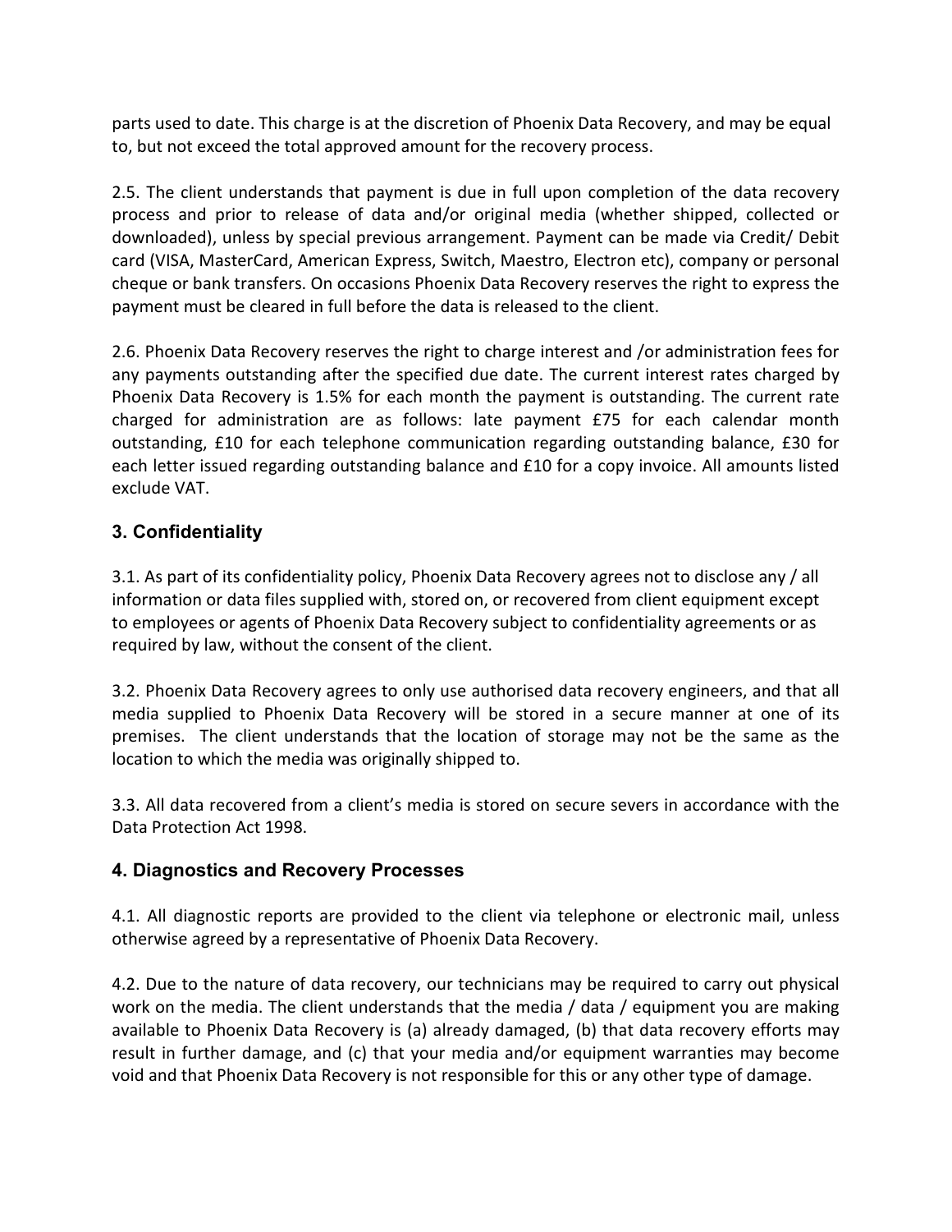parts used to date. This charge is at the discretion of Phoenix Data Recovery, and may be equal to, but not exceed the total approved amount for the recovery process.

2.5. The client understands that payment is due in full upon completion of the data recovery process and prior to release of data and/or original media (whether shipped, collected or downloaded), unless by special previous arrangement. Payment can be made via Credit/ Debit card (VISA, MasterCard, American Express, Switch, Maestro, Electron etc), company or personal cheque or bank transfers. On occasions Phoenix Data Recovery reserves the right to express the payment must be cleared in full before the data is released to the client.

2.6. Phoenix Data Recovery reserves the right to charge interest and /or administration fees for any payments outstanding after the specified due date. The current interest rates charged by Phoenix Data Recovery is 1.5% for each month the payment is outstanding. The current rate charged for administration are as follows: late payment £75 for each calendar month outstanding, £10 for each telephone communication regarding outstanding balance, £30 for each letter issued regarding outstanding balance and £10 for a copy invoice. All amounts listed exclude VAT.

## 3. Confidentiality

3.1. As part of its confidentiality policy, Phoenix Data Recovery agrees not to disclose any / all information or data files supplied with, stored on, or recovered from client equipment except to employees or agents of Phoenix Data Recovery subject to confidentiality agreements or as required by law, without the consent of the client.

3.2. Phoenix Data Recovery agrees to only use authorised data recovery engineers, and that all media supplied to Phoenix Data Recovery will be stored in a secure manner at one of its premises. The client understands that the location of storage may not be the same as the location to which the media was originally shipped to.

3.3. All data recovered from a client's media is stored on secure severs in accordance with the Data Protection Act 1998.

## 4. Diagnostics and Recovery Processes

4.1. All diagnostic reports are provided to the client via telephone or electronic mail, unless otherwise agreed by a representative of Phoenix Data Recovery.

4.2. Due to the nature of data recovery, our technicians may be required to carry out physical work on the media. The client understands that the media / data / equipment you are making available to Phoenix Data Recovery is (a) already damaged, (b) that data recovery efforts may result in further damage, and (c) that your media and/or equipment warranties may become void and that Phoenix Data Recovery is not responsible for this or any other type of damage.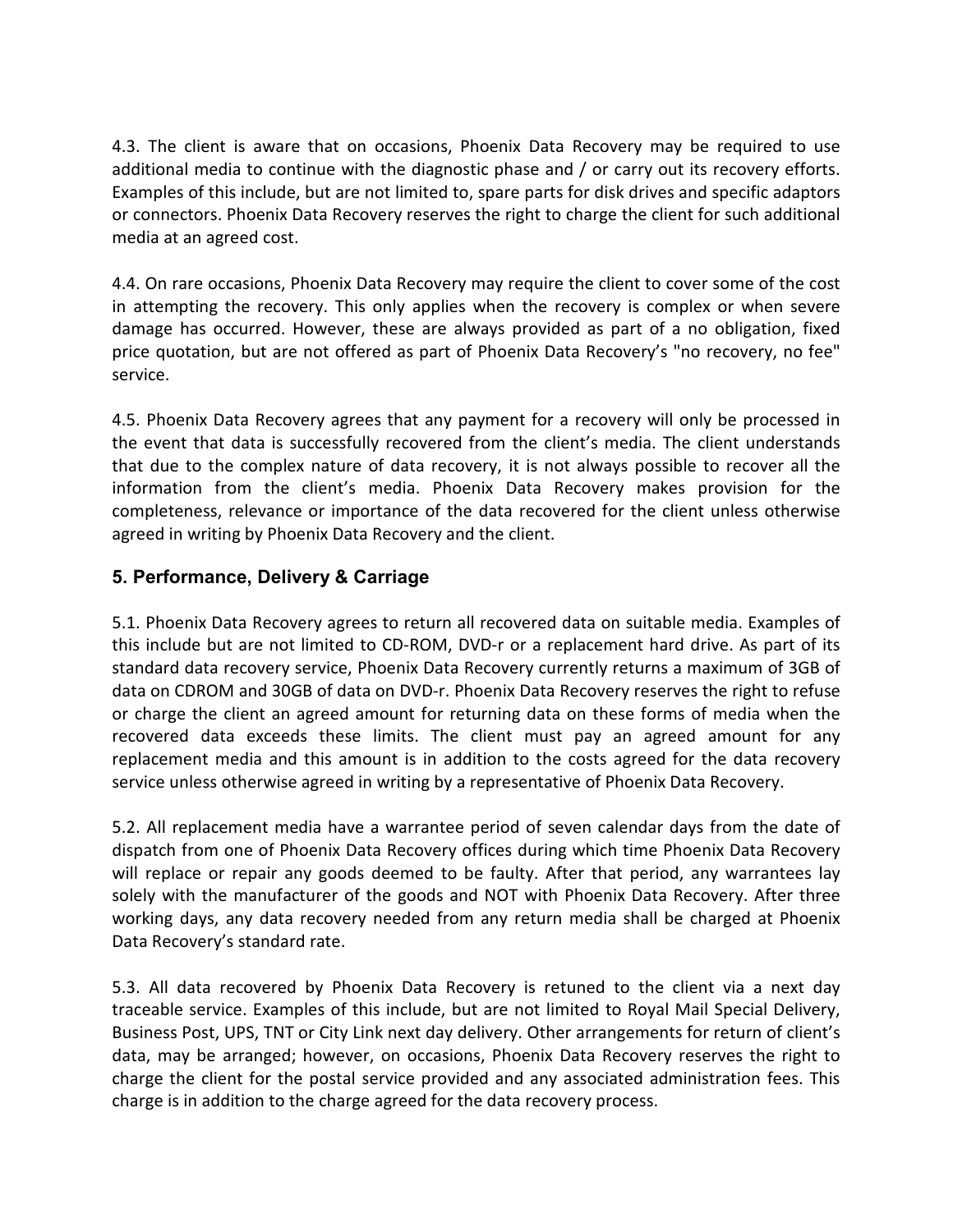4.3. The client is aware that on occasions, Phoenix Data Recovery may be required to use additional media to continue with the diagnostic phase and / or carry out its recovery efforts. Examples of this include, but are not limited to, spare parts for disk drives and specific adaptors or connectors. Phoenix Data Recovery reserves the right to charge the client for such additional media at an agreed cost.

4.4. On rare occasions, Phoenix Data Recovery may require the client to cover some of the cost in attempting the recovery. This only applies when the recovery is complex or when severe damage has occurred. However, these are always provided as part of a no obligation, fixed price quotation, but are not offered as part of Phoenix Data Recovery's "no recovery, no fee" service.

4.5. Phoenix Data Recovery agrees that any payment for a recovery will only be processed in the event that data is successfully recovered from the client's media. The client understands that due to the complex nature of data recovery, it is not always possible to recover all the information from the client's media. Phoenix Data Recovery makes provision for the completeness, relevance or importance of the data recovered for the client unless otherwise agreed in writing by Phoenix Data Recovery and the client.

## 5. Performance, Delivery & Carriage

5.1. Phoenix Data Recovery agrees to return all recovered data on suitable media. Examples of this include but are not limited to CD-ROM, DVD-r or a replacement hard drive. As part of its standard data recovery service, Phoenix Data Recovery currently returns a maximum of 3GB of data on CDROM and 30GB of data on DVD-r. Phoenix Data Recovery reserves the right to refuse or charge the client an agreed amount for returning data on these forms of media when the recovered data exceeds these limits. The client must pay an agreed amount for any replacement media and this amount is in addition to the costs agreed for the data recovery service unless otherwise agreed in writing by a representative of Phoenix Data Recovery.

5.2. All replacement media have a warrantee period of seven calendar days from the date of dispatch from one of Phoenix Data Recovery offices during which time Phoenix Data Recovery will replace or repair any goods deemed to be faulty. After that period, any warrantees lay solely with the manufacturer of the goods and NOT with Phoenix Data Recovery. After three working days, any data recovery needed from any return media shall be charged at Phoenix Data Recovery's standard rate.

5.3. All data recovered by Phoenix Data Recovery is retuned to the client via a next day traceable service. Examples of this include, but are not limited to Royal Mail Special Delivery, Business Post, UPS, TNT or City Link next day delivery. Other arrangements for return of client's data, may be arranged; however, on occasions, Phoenix Data Recovery reserves the right to charge the client for the postal service provided and any associated administration fees. This charge is in addition to the charge agreed for the data recovery process.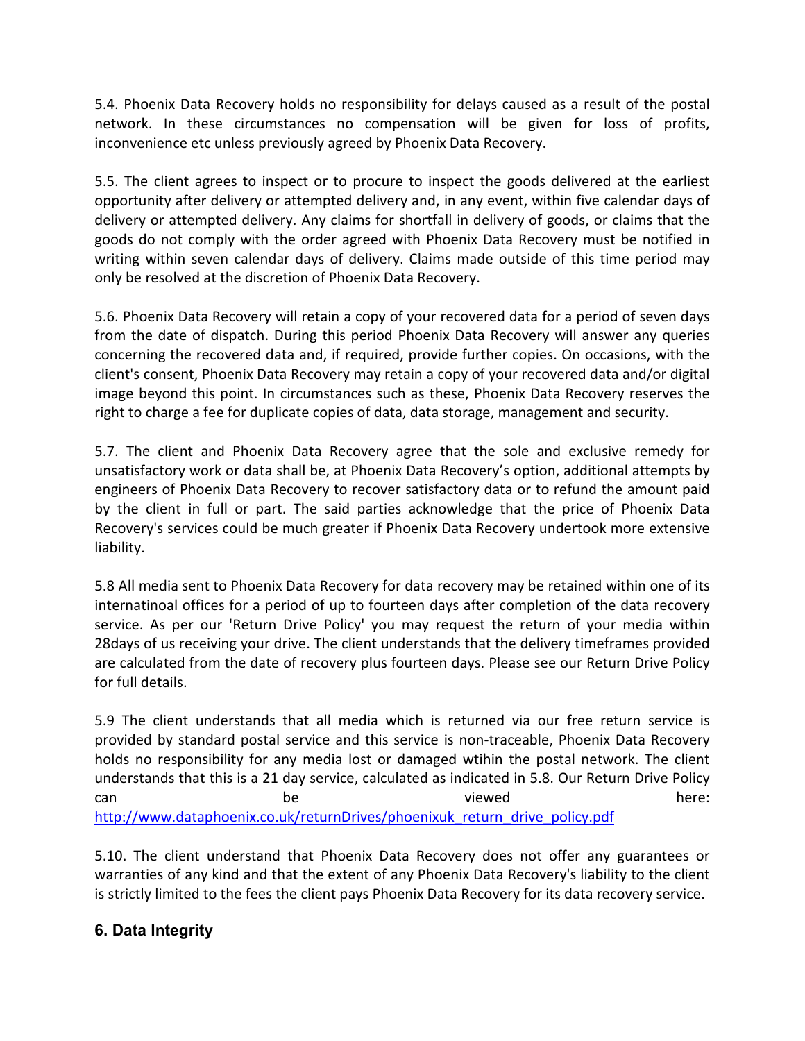5.4. Phoenix Data Recovery holds no responsibility for delays caused as a result of the postal network. In these circumstances no compensation will be given for loss of profits, inconvenience etc unless previously agreed by Phoenix Data Recovery.

5.5. The client agrees to inspect or to procure to inspect the goods delivered at the earliest opportunity after delivery or attempted delivery and, in any event, within five calendar days of delivery or attempted delivery. Any claims for shortfall in delivery of goods, or claims that the goods do not comply with the order agreed with Phoenix Data Recovery must be notified in writing within seven calendar days of delivery. Claims made outside of this time period may only be resolved at the discretion of Phoenix Data Recovery.

5.6. Phoenix Data Recovery will retain a copy of your recovered data for a period of seven days from the date of dispatch. During this period Phoenix Data Recovery will answer any queries concerning the recovered data and, if required, provide further copies. On occasions, with the client's consent, Phoenix Data Recovery may retain a copy of your recovered data and/or digital image beyond this point. In circumstances such as these, Phoenix Data Recovery reserves the right to charge a fee for duplicate copies of data, data storage, management and security.

5.7. The client and Phoenix Data Recovery agree that the sole and exclusive remedy for unsatisfactory work or data shall be, at Phoenix Data Recovery's option, additional attempts by engineers of Phoenix Data Recovery to recover satisfactory data or to refund the amount paid by the client in full or part. The said parties acknowledge that the price of Phoenix Data Recovery's services could be much greater if Phoenix Data Recovery undertook more extensive liability.

5.8 All media sent to Phoenix Data Recovery for data recovery may be retained within one of its internatinoal offices for a period of up to fourteen days after completion of the data recovery service. As per our 'Return Drive Policy' you may request the return of your media within 28days of us receiving your drive. The client understands that the delivery timeframes provided are calculated from the date of recovery plus fourteen days. Please see our Return Drive Policy for full details.

5.9 The client understands that all media which is returned via our free return service is provided by standard postal service and this service is non-traceable, Phoenix Data Recovery holds no responsibility for any media lost or damaged wtihin the postal network. The client understands that this is a 21 day service, calculated as indicated in 5.8. Our Return Drive Policy can be viewed here: http://www.dataphoenix.co.uk/returnDrives/phoenixuk_return_drive_policy.pdf

5.10. The client understand that Phoenix Data Recovery does not offer any guarantees or warranties of any kind and that the extent of any Phoenix Data Recovery's liability to the client is strictly limited to the fees the client pays Phoenix Data Recovery for its data recovery service.

## 6. Data Integrity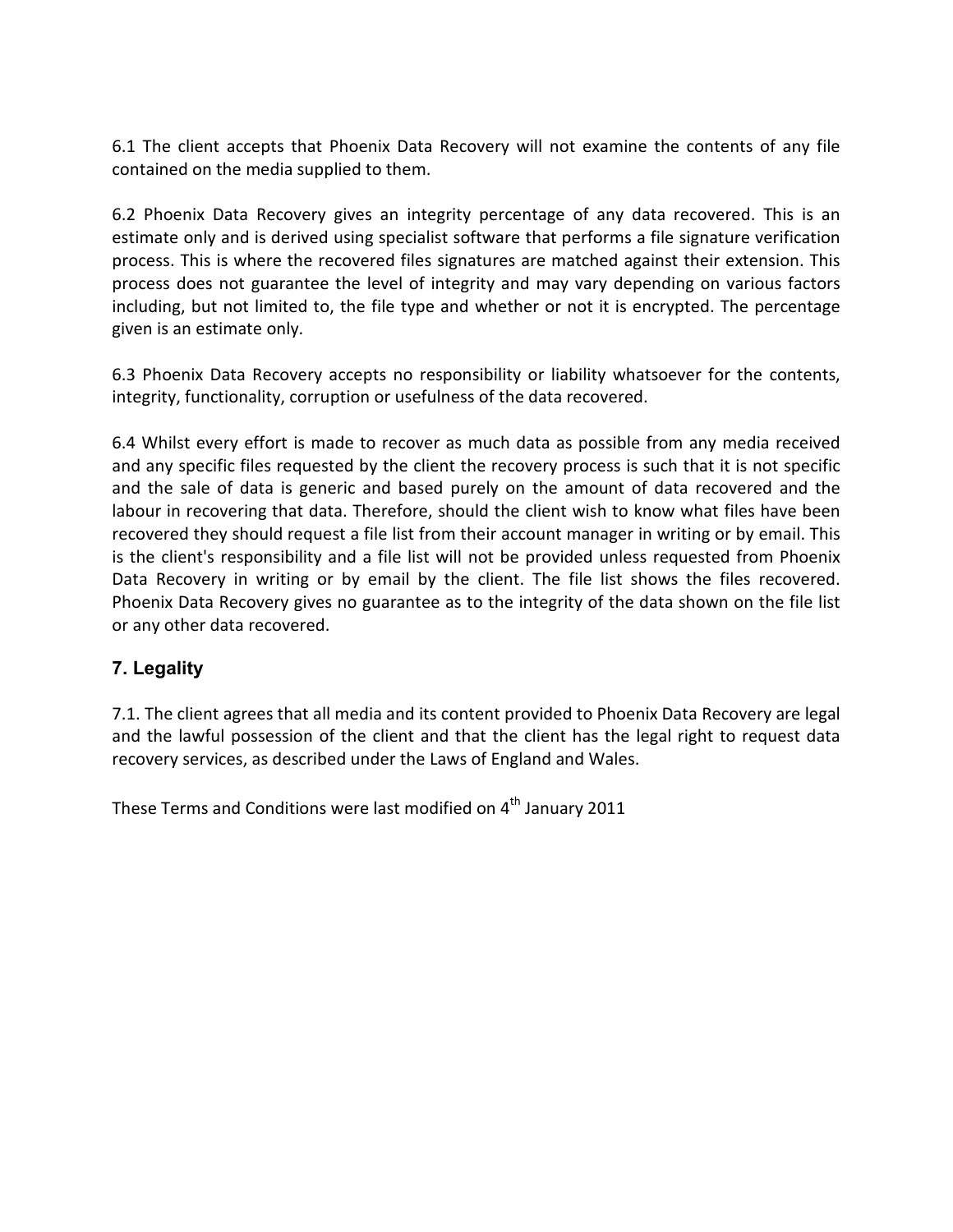6.1 The client accepts that Phoenix Data Recovery will not examine the contents of any file contained on the media supplied to them.

6.2 Phoenix Data Recovery gives an integrity percentage of any data recovered. This is an estimate only and is derived using specialist software that performs a file signature verification process. This is where the recovered files signatures are matched against their extension. This process does not guarantee the level of integrity and may vary depending on various factors including, but not limited to, the file type and whether or not it is encrypted. The percentage given is an estimate only.

6.3 Phoenix Data Recovery accepts no responsibility or liability whatsoever for the contents, integrity, functionality, corruption or usefulness of the data recovered.

6.4 Whilst every effort is made to recover as much data as possible from any media received and any specific files requested by the client the recovery process is such that it is not specific and the sale of data is generic and based purely on the amount of data recovered and the labour in recovering that data. Therefore, should the client wish to know what files have been recovered they should request a file list from their account manager in writing or by email. This is the client's responsibility and a file list will not be provided unless requested from Phoenix Data Recovery in writing or by email by the client. The file list shows the files recovered. Phoenix Data Recovery gives no guarantee as to the integrity of the data shown on the file list or any other data recovered.

## 7. Legality

7.1. The client agrees that all media and its content provided to Phoenix Data Recovery are legal and the lawful possession of the client and that the client has the legal right to request data recovery services, as described under the Laws of England and Wales.

These Terms and Conditions were last modified on 4th January 2011